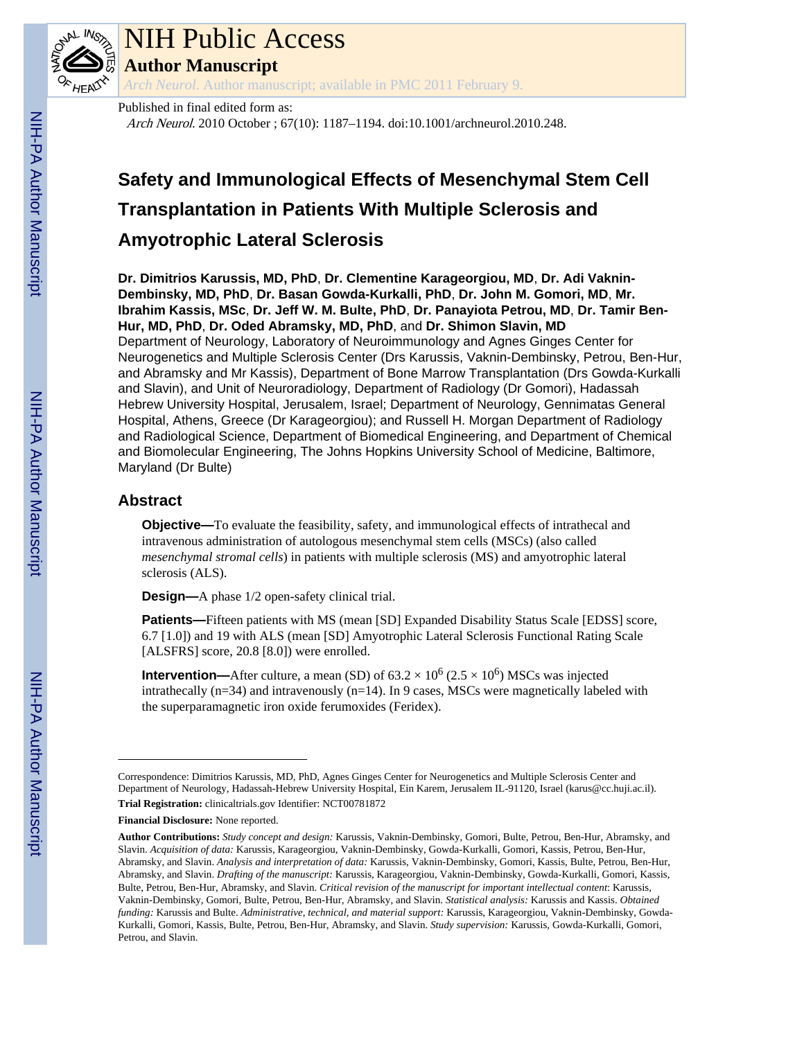# NIH Public Access

## Author Manuscript

*Arch Neurol*. Author manuscript; available in PMC 2011 February 9.

Published in final edited form as:

*Arch Neurol*. 2010 October ; 67(10): 1187–1194. doi:10.1001/archneurol.2010.248.

# Safety and Immunological Effects of Mesenchymal Stem Cell Transplantation in Patients With Multiple Sclerosis and Amyotrophic Lateral Sclerosis

**Dr. Dimitrios Karussis, MD, PhD**, **Dr. Clementine Karageorgiou, MD**, **Dr. Adi Vaknin-Dembinsky, MD, PhD**, **Dr. Basan Gowda-Kurkalli, PhD**, **Dr. John M. Gomori, MD**, **Mr. Ibrahim Kassis, MSc**, **Dr. Jeff W. M. Bulte, PhD**, **Dr. Panayiota Petrou, MD**, **Dr. Tamir Ben-Hur, MD, PhD**, **Dr. Oded Abramsky, MD, PhD**, and **Dr. Shimon Slavin, MD**

Department of Neurology, Laboratory of Neuroimmunology and Agnes Ginges Center for Neurogenetics and Multiple Sclerosis Center (Drs Karussis, Vaknin-Dembinsky, Petrou, Ben-Hur, and Abramsky and Mr Kassis), Department of Bone Marrow Transplantation (Drs Gowda-Kurkalli and Slavin), and Unit of Neuroradiology, Department of Radiology (Dr Gomori), Hadassah Hebrew University Hospital, Jerusalem, Israel; Department of Neurology, Gennimatas General Hospital, Athens, Greece (Dr Karageorgiou); and Russell H. Morgan Department of Radiology and Radiological Science, Department of Biomedical Engineering, and Department of Chemical and Biomolecular Engineering, The Johns Hopkins University School of Medicine, Baltimore, Maryland (Dr Bulte)

## Abstract

**Objective—**To evaluate the feasibility, safety, and immunological effects of intrathecal and intravenous administration of autologous mesenchymal stem cells (MSCs) (also called *mesenchymal stromal cells*) in patients with multiple sclerosis (MS) and amyotrophic lateral sclerosis (ALS).

**Design—**A phase 1/2 open-safety clinical trial.

**Patients—**Fifteen patients with MS (mean [SD] Expanded Disability Status Scale [EDSS] score, 6.7 [1.0]) and 19 with ALS (mean [SD] Amyotrophic Lateral Sclerosis Functional Rating Scale [ALSFRS] score, 20.8 [8.0]) were enrolled.

**Intervention—**After culture, a mean (SD) of $63.2 \times 10^6$ ($2.5 \times 10^6$) MSCs was injected intrathecally (n=34) and intravenously (n=14). In 9 cases, MSCs were magnetically labeled with the superparamagnetic iron oxide ferumoxides (Feridex).

---

Correspondence: Dimitrios Karussis, MD, PhD, Agnes Ginges Center for Neurogenetics and Multiple Sclerosis Center and Department of Neurology, Hadassah-Hebrew University Hospital, Ein Karem, Jerusalem IL-91120, Israel (karus@cc.huji.ac.il).

**Trial Registration:** clinicaltrials.gov Identifier: NCT00781872

**Financial Disclosure:** None reported.

**Author Contributions:** *Study concept and design:* Karussis, Vaknin-Dembinsky, Gomori, Bulte, Petrou, Ben-Hur, Abramsky, and Slavin. *Acquisition of data:* Karussis, Karageorgiou, Vaknin-Dembinsky, Gowda-Kurkalli, Gomori, Kassis, Petrou, Ben-Hur, Abramsky, and Slavin. *Analysis and interpretation of data:* Karussis, Vaknin-Dembinsky, Gomori, Kassis, Bulte, Petrou, Ben-Hur, Abramsky, and Slavin. *Drafting of the manuscript:* Karussis, Karageorgiou, Vaknin-Dembinsky, Gowda-Kurkalli, Gomori, Kassis, Bulte, Petrou, Ben-Hur, Abramsky, and Slavin. *Critical revision of the manuscript for important intellectual content*: Karussis, Vaknin-Dembinsky, Gomori, Bulte, Petrou, Ben-Hur, Abramsky, and Slavin. *Statistical analysis:* Karussis and Kassis. *Obtained funding:* Karussis and Bulte. *Administrative, technical, and material support:* Karussis, Karageorgiou, Vaknin-Dembinsky, Gowda-Kurkalli, Gomori, Kassis, Bulte, Petrou, Ben-Hur, Abramsky, and Slavin. *Study supervision:* Karussis, Gowda-Kurkalli, Gomori, Petrou, and Slavin.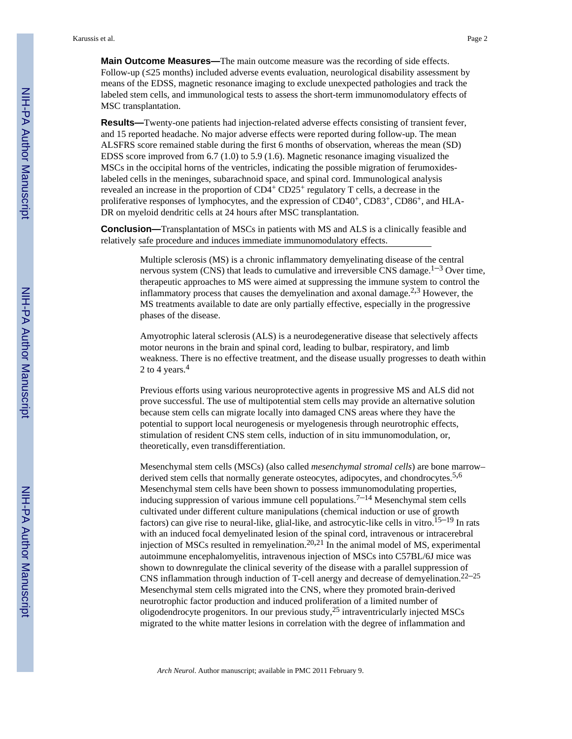**Main Outcome Measures—**The main outcome measure was the recording of side effects. Follow-up (≤25 months) included adverse events evaluation, neurological disability assessment by means of the EDSS, magnetic resonance imaging to exclude unexpected pathologies and track the labeled stem cells, and immunological tests to assess the short-term immunomodulatory effects of MSC transplantation.

**Results—**Twenty-one patients had injection-related adverse effects consisting of transient fever, and 15 reported headache. No major adverse effects were reported during follow-up. The mean ALSFRS score remained stable during the first 6 months of observation, whereas the mean (SD) EDSS score improved from 6.7 (1.0) to 5.9 (1.6). Magnetic resonance imaging visualized the MSCs in the occipital horns of the ventricles, indicating the possible migration of ferumoxides-labeled cells in the meninges, subarachnoid space, and spinal cord. Immunological analysis revealed an increase in the proportion of $CD4^+$ $CD25^+$ regulatory T cells, a decrease in the proliferative responses of lymphocytes, and the expression of $CD40^+$, $CD83^+$, $CD86^+$, and HLA-DR on myeloid dendritic cells at 24 hours after MSC transplantation.

**Conclusion—**Transplantation of MSCs in patients with MS and ALS is a clinically feasible and relatively safe procedure and induces immediate immunomodulatory effects.

Multiple sclerosis (MS) is a chronic inflammatory demyelinating disease of the central nervous system (CNS) that leads to cumulative and irreversible CNS damage.[1–3] Over time, therapeutic approaches to MS were aimed at suppressing the immune system to control the inflammatory process that causes the demyelination and axonal damage.[2,3] However, the MS treatments available to date are only partially effective, especially in the progressive phases of the disease.

Amyotrophic lateral sclerosis (ALS) is a neurodegenerative disease that selectively affects motor neurons in the brain and spinal cord, leading to bulbar, respiratory, and limb weakness. There is no effective treatment, and the disease usually progresses to death within 2 to 4 years.[4]

Previous efforts using various neuroprotective agents in progressive MS and ALS did not prove successful. The use of multipotential stem cells may provide an alternative solution because stem cells can migrate locally into damaged CNS areas where they have the potential to support local neurogenesis or myelogenesis through neurotrophic effects, stimulation of resident CNS stem cells, induction of in situ immunomodulation, or, theoretically, even transdifferentiation.

Mesenchymal stem cells (MSCs) (also called *mesenchymal stromal cells*) are bone marrow–derived stem cells that normally generate osteocytes, adipocytes, and chondrocytes.[5,6] Mesenchymal stem cells have been shown to possess immunomodulating properties, inducing suppression of various immune cell populations.[7–14] Mesenchymal stem cells cultivated under different culture manipulations (chemical induction or use of growth factors) can give rise to neural-like, glial-like, and astrocytic-like cells in vitro.[15–19] In rats with an induced focal demyelinated lesion of the spinal cord, intravenous or intracerebral injection of MSCs resulted in remyelination.[20,21] In the animal model of MS, experimental autoimmune encephalomyelitis, intravenous injection of MSCs into C57BL/6J mice was shown to downregulate the clinical severity of the disease with a parallel suppression of CNS inflammation through induction of T-cell anergy and decrease of demyelination.[22–25] Mesenchymal stem cells migrated into the CNS, where they promoted brain-derived neurotrophic factor production and induced proliferation of a limited number of oligodendrocyte progenitors. In our previous study,[25] intraventricularly injected MSCs migrated to the white matter lesions in correlation with the degree of inflammation and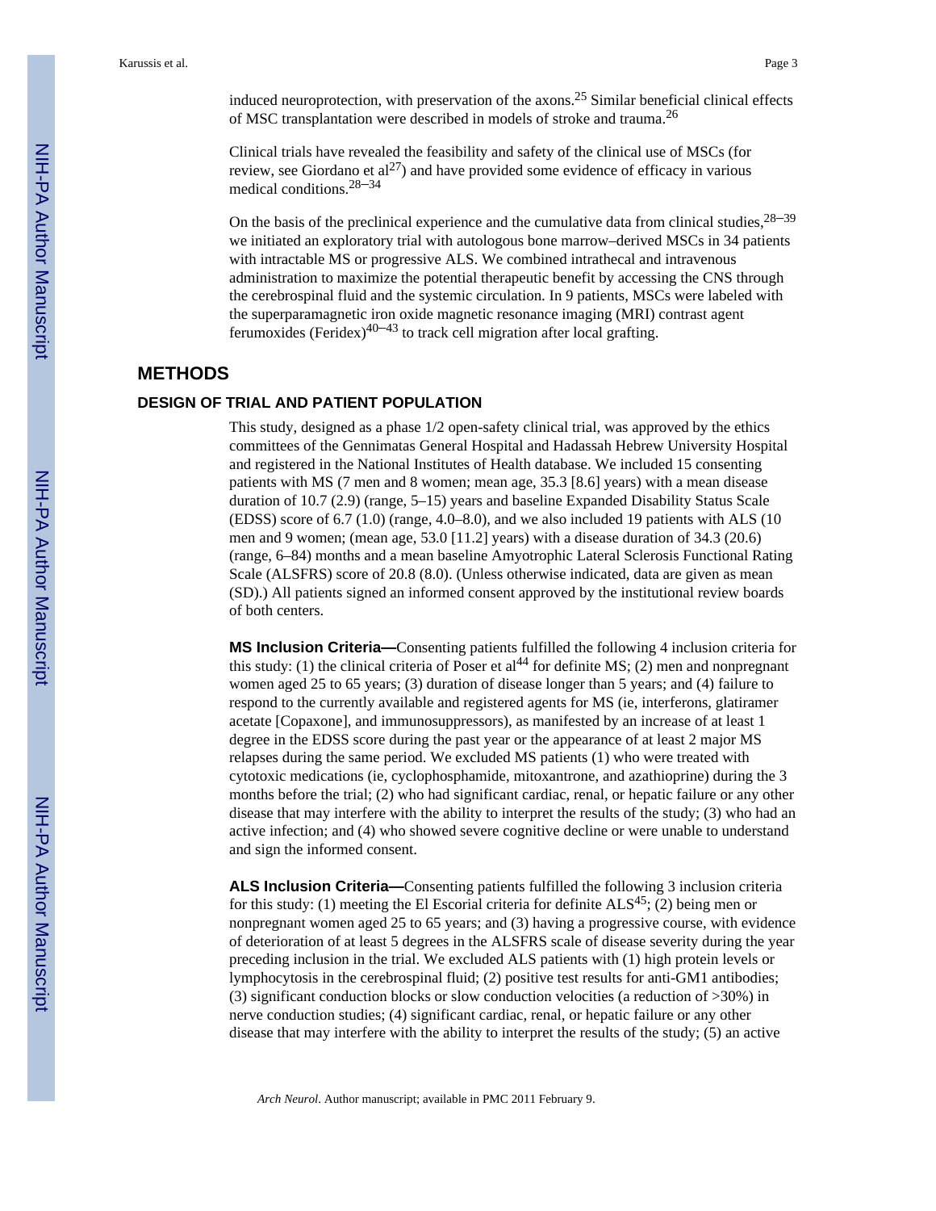induced neuroprotection, with preservation of the axons.[25] Similar beneficial clinical effects of MSC transplantation were described in models of stroke and trauma.[26]

Clinical trials have revealed the feasibility and safety of the clinical use of MSCs (for review, see Giordano et al[27]) and have provided some evidence of efficacy in various medical conditions.[28–34]

On the basis of the preclinical experience and the cumulative data from clinical studies,[28–39] we initiated an exploratory trial with autologous bone marrow–derived MSCs in 34 patients with intractable MS or progressive ALS. We combined intrathecal and intravenous administration to maximize the potential therapeutic benefit by accessing the CNS through the cerebrospinal fluid and the systemic circulation. In 9 patients, MSCs were labeled with the superparamagnetic iron oxide magnetic resonance imaging (MRI) contrast agent ferumoxides (Feridex)[40–43] to track cell migration after local grafting.

## METHODS

### DESIGN OF TRIAL AND PATIENT POPULATION

This study, designed as a phase 1/2 open-safety clinical trial, was approved by the ethics committees of the Gennimatas General Hospital and Hadassah Hebrew University Hospital and registered in the National Institutes of Health database. We included 15 consenting patients with MS (7 men and 8 women; mean age, 35.3 [8.6] years) with a mean disease duration of 10.7 (2.9) (range, 5–15) years and baseline Expanded Disability Status Scale (EDSS) score of 6.7 (1.0) (range, 4.0–8.0), and we also included 19 patients with ALS (10 men and 9 women; (mean age, 53.0 [11.2] years) with a disease duration of 34.3 (20.6) (range, 6–84) months and a mean baseline Amyotrophic Lateral Sclerosis Functional Rating Scale (ALSFRS) score of 20.8 (8.0). (Unless otherwise indicated, data are given as mean (SD).) All patients signed an informed consent approved by the institutional review boards of both centers.

**MS Inclusion Criteria—**Consenting patients fulfilled the following 4 inclusion criteria for this study: (1) the clinical criteria of Poser et al[44] for definite MS; (2) men and nonpregnant women aged 25 to 65 years; (3) duration of disease longer than 5 years; and (4) failure to respond to the currently available and registered agents for MS (ie, interferons, glatiramer acetate [Copaxone], and immunosuppressors), as manifested by an increase of at least 1 degree in the EDSS score during the past year or the appearance of at least 2 major MS relapses during the same period. We excluded MS patients (1) who were treated with cytotoxic medications (ie, cyclophosphamide, mitoxantrone, and azathioprine) during the 3 months before the trial; (2) who had significant cardiac, renal, or hepatic failure or any other disease that may interfere with the ability to interpret the results of the study; (3) who had an active infection; and (4) who showed severe cognitive decline or were unable to understand and sign the informed consent.

**ALS Inclusion Criteria—**Consenting patients fulfilled the following 3 inclusion criteria for this study: (1) meeting the El Escorial criteria for definite ALS[45]; (2) being men or nonpregnant women aged 25 to 65 years; and (3) having a progressive course, with evidence of deterioration of at least 5 degrees in the ALSFRS scale of disease severity during the year preceding inclusion in the trial. We excluded ALS patients with (1) high protein levels or lymphocytosis in the cerebrospinal fluid; (2) positive test results for anti-GM1 antibodies; (3) significant conduction blocks or slow conduction velocities (a reduction of >30%) in nerve conduction studies; (4) significant cardiac, renal, or hepatic failure or any other disease that may interfere with the ability to interpret the results of the study; (5) an active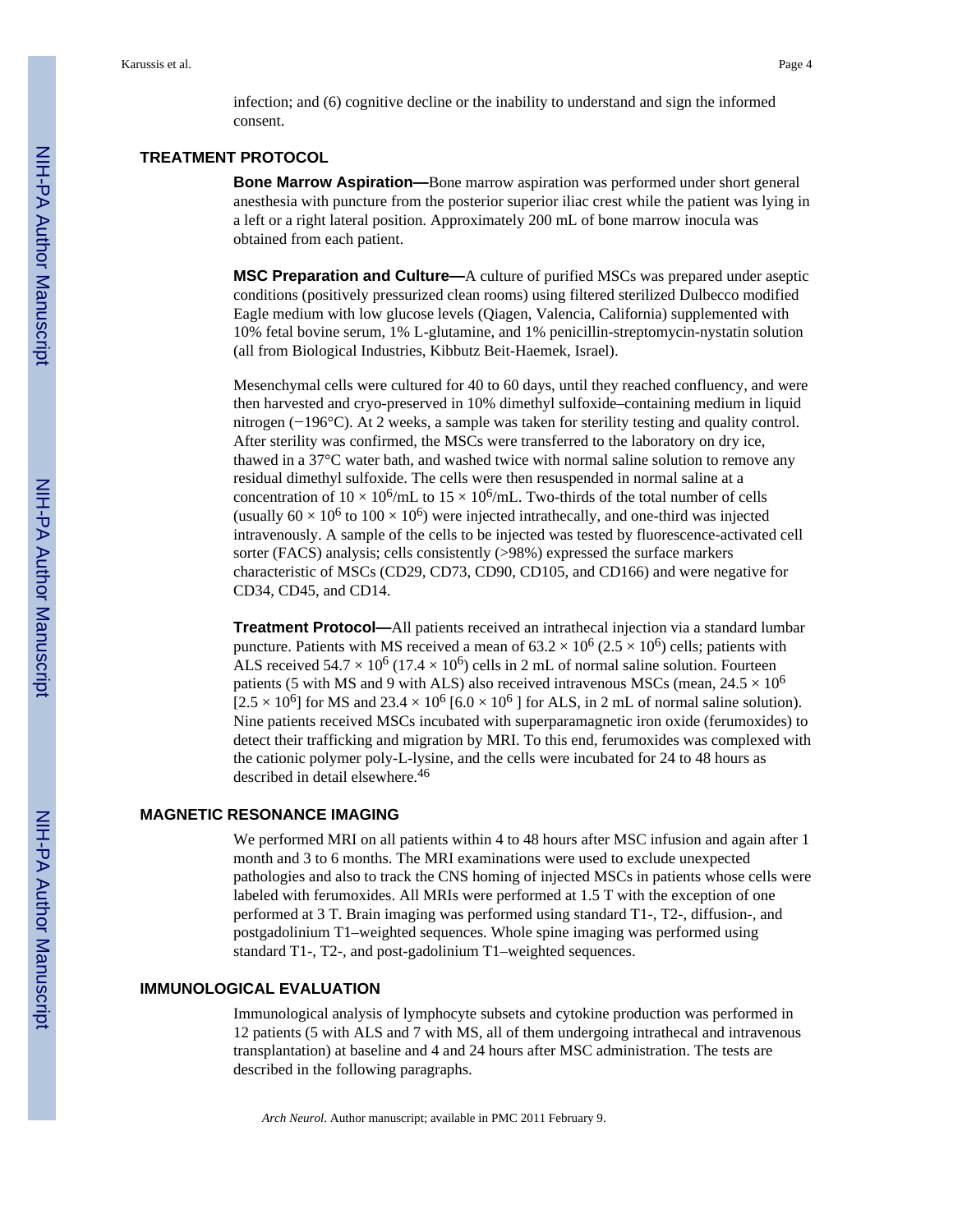infection; and (6) cognitive decline or the inability to understand and sign the informed consent.

## TREATMENT PROTOCOL

**Bone Marrow Aspiration—**Bone marrow aspiration was performed under short general anesthesia with puncture from the posterior superior iliac crest while the patient was lying in a left or a right lateral position. Approximately 200 mL of bone marrow inocula was obtained from each patient.

**MSC Preparation and Culture—**A culture of purified MSCs was prepared under aseptic conditions (positively pressurized clean rooms) using filtered sterilized Dulbecco modified Eagle medium with low glucose levels (Qiagen, Valencia, California) supplemented with 10% fetal bovine serum, 1% L-glutamine, and 1% penicillin-streptomycin-nystatin solution (all from Biological Industries, Kibbutz Beit-Haemek, Israel).

Mesenchymal cells were cultured for 40 to 60 days, until they reached confluency, and were then harvested and cryo-preserved in 10% dimethyl sulfoxide–containing medium in liquid nitrogen (−196°C). At 2 weeks, a sample was taken for sterility testing and quality control. After sterility was confirmed, the MSCs were transferred to the laboratory on dry ice, thawed in a 37°C water bath, and washed twice with normal saline solution to remove any residual dimethyl sulfoxide. The cells were then resuspended in normal saline at a concentration of $10 \times 10^6$/mL to $15 \times 10^6$/mL. Two-thirds of the total number of cells (usually $60 \times 10^6$ to $100 \times 10^6$) were injected intrathecally, and one-third was injected intravenously. A sample of the cells to be injected was tested by fluorescence-activated cell sorter (FACS) analysis; cells consistently (>98%) expressed the surface markers characteristic of MSCs (CD29, CD73, CD90, CD105, and CD166) and were negative for CD34, CD45, and CD14.

**Treatment Protocol—**All patients received an intrathecal injection via a standard lumbar puncture. Patients with MS received a mean of $63.2 \times 10^6$ ($2.5 \times 10^6$) cells; patients with ALS received $54.7 \times 10^6$ ($17.4 \times 10^6$) cells in 2 mL of normal saline solution. Fourteen patients (5 with MS and 9 with ALS) also received intravenous MSCs (mean, $24.5 \times 10^6$ [$2.5 \times 10^6$] for MS and $23.4 \times 10^6$ [$6.0 \times 10^6$ ] for ALS, in 2 mL of normal saline solution). Nine patients received MSCs incubated with superparamagnetic iron oxide (ferumoxides) to detect their trafficking and migration by MRI. To this end, ferumoxides was complexed with the cationic polymer poly-L-lysine, and the cells were incubated for 24 to 48 hours as described in detail elsewhere.[46]

## MAGNETIC RESONANCE IMAGING

We performed MRI on all patients within 4 to 48 hours after MSC infusion and again after 1 month and 3 to 6 months. The MRI examinations were used to exclude unexpected pathologies and also to track the CNS homing of injected MSCs in patients whose cells were labeled with ferumoxides. All MRIs were performed at 1.5 T with the exception of one performed at 3 T. Brain imaging was performed using standard T1-, T2-, diffusion-, and postgadolinium T1–weighted sequences. Whole spine imaging was performed using standard T1-, T2-, and post-gadolinium T1–weighted sequences.

## IMMUNOLOGICAL EVALUATION

Immunological analysis of lymphocyte subsets and cytokine production was performed in 12 patients (5 with ALS and 7 with MS, all of them undergoing intrathecal and intravenous transplantation) at baseline and 4 and 24 hours after MSC administration. The tests are described in the following paragraphs.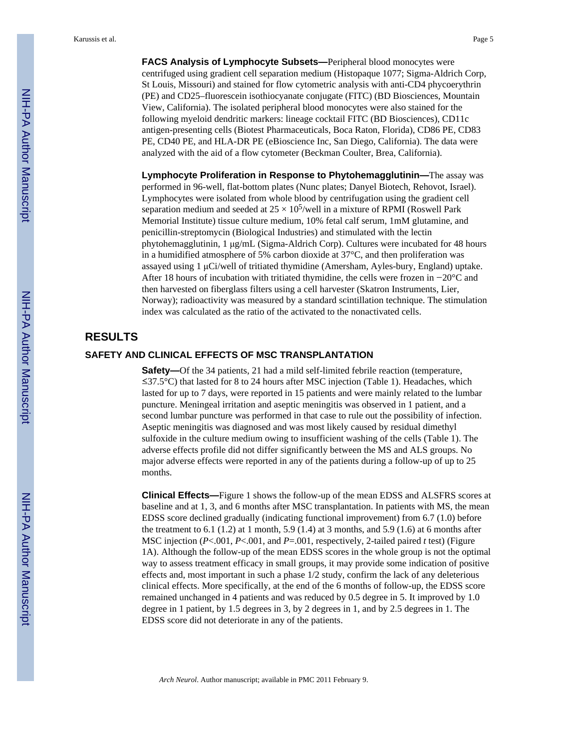**FACS Analysis of Lymphocyte Subsets—**Peripheral blood monocytes were centrifuged using gradient cell separation medium (Histopaque 1077; Sigma-Aldrich Corp, St Louis, Missouri) and stained for flow cytometric analysis with anti-CD4 phycoerythrin (PE) and CD25–fluorescein isothiocyanate conjugate (FITC) (BD Biosciences, Mountain View, California). The isolated peripheral blood monocytes were also stained for the following myeloid dendritic markers: lineage cocktail FITC (BD Biosciences), CD11c antigen-presenting cells (Biotest Pharmaceuticals, Boca Raton, Florida), CD86 PE, CD83 PE, CD40 PE, and HLA-DR PE (eBioscience Inc, San Diego, California). The data were analyzed with the aid of a flow cytometer (Beckman Coulter, Brea, California).

**Lymphocyte Proliferation in Response to Phytohemagglutinin—**The assay was performed in 96-well, flat-bottom plates (Nunc plates; Danyel Biotech, Rehovot, Israel). Lymphocytes were isolated from whole blood by centrifugation using the gradient cell separation medium and seeded at $25 \times 10^5$/well in a mixture of RPMI (Roswell Park Memorial Institute) tissue culture medium, 10% fetal calf serum, 1mM glutamine, and penicillin-streptomycin (Biological Industries) and stimulated with the lectin phytohemagglutinin, 1 μg/mL (Sigma-Aldrich Corp). Cultures were incubated for 48 hours in a humidified atmosphere of 5% carbon dioxide at 37°C, and then proliferation was assayed using 1 μCi/well of tritiated thymidine (Amersham, Ayles-bury, England) uptake. After 18 hours of incubation with tritiated thymidine, the cells were frozen in −20°C and then harvested on fiberglass filters using a cell harvester (Skatron Instruments, Lier, Norway); radioactivity was measured by a standard scintillation technique. The stimulation index was calculated as the ratio of the activated to the nonactivated cells.

# RESULTS

## SAFETY AND CLINICAL EFFECTS OF MSC TRANSPLANTATION

**Safety—**Of the 34 patients, 21 had a mild self-limited febrile reaction (temperature, ≤37.5°C) that lasted for 8 to 24 hours after MSC injection (Table 1). Headaches, which lasted for up to 7 days, were reported in 15 patients and were mainly related to the lumbar puncture. Meningeal irritation and aseptic meningitis was observed in 1 patient, and a second lumbar puncture was performed in that case to rule out the possibility of infection. Aseptic meningitis was diagnosed and was most likely caused by residual dimethyl sulfoxide in the culture medium owing to insufficient washing of the cells (Table 1). The adverse effects profile did not differ significantly between the MS and ALS groups. No major adverse effects were reported in any of the patients during a follow-up of up to 25 months.

**Clinical Effects—**Figure 1 shows the follow-up of the mean EDSS and ALSFRS scores at baseline and at 1, 3, and 6 months after MSC transplantation. In patients with MS, the mean EDSS score declined gradually (indicating functional improvement) from 6.7 (1.0) before the treatment to 6.1 (1.2) at 1 month, 5.9 (1.4) at 3 months, and 5.9 (1.6) at 6 months after MSC injection ($P<.001$, $P<.001$, and $P=.001$, respectively, 2-tailed paired *t* test) (Figure 1A). Although the follow-up of the mean EDSS scores in the whole group is not the optimal way to assess treatment efficacy in small groups, it may provide some indication of positive effects and, most important in such a phase 1/2 study, confirm the lack of any deleterious clinical effects. More specifically, at the end of the 6 months of follow-up, the EDSS score remained unchanged in 4 patients and was reduced by 0.5 degree in 5. It improved by 1.0 degree in 1 patient, by 1.5 degrees in 3, by 2 degrees in 1, and by 2.5 degrees in 1. The EDSS score did not deteriorate in any of the patients.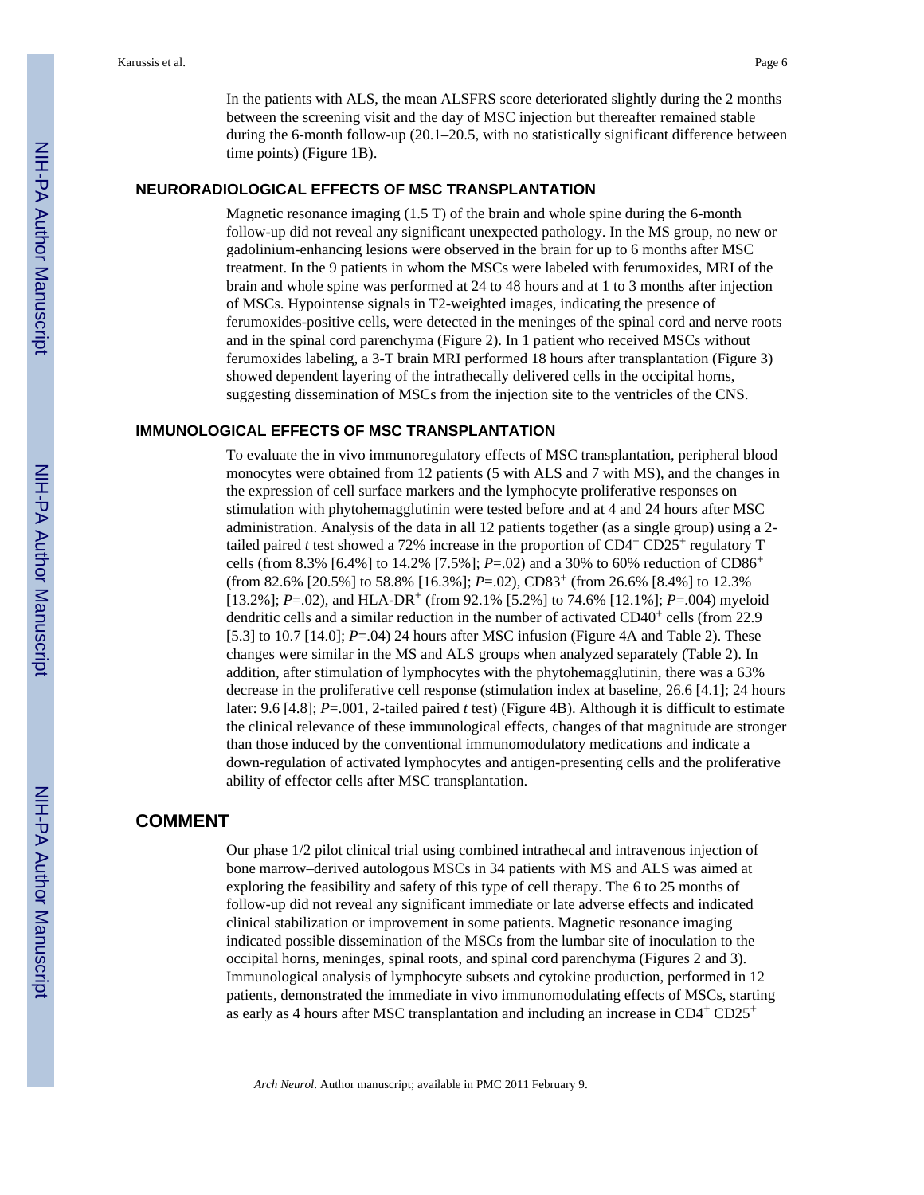In the patients with ALS, the mean ALSFRS score deteriorated slightly during the 2 months between the screening visit and the day of MSC injection but thereafter remained stable during the 6-month follow-up (20.1–20.5, with no statistically significant difference between time points) (Figure 1B).

## NEURORADIOLOGICAL EFFECTS OF MSC TRANSPLANTATION

Magnetic resonance imaging (1.5 T) of the brain and whole spine during the 6-month follow-up did not reveal any significant unexpected pathology. In the MS group, no new or gadolinium-enhancing lesions were observed in the brain for up to 6 months after MSC treatment. In the 9 patients in whom the MSCs were labeled with ferumoxides, MRI of the brain and whole spine was performed at 24 to 48 hours and at 1 to 3 months after injection of MSCs. Hypointense signals in T2-weighted images, indicating the presence of ferumoxides-positive cells, were detected in the meninges of the spinal cord and nerve roots and in the spinal cord parenchyma (Figure 2). In 1 patient who received MSCs without ferumoxides labeling, a 3-T brain MRI performed 18 hours after transplantation (Figure 3) showed dependent layering of the intrathecally delivered cells in the occipital horns, suggesting dissemination of MSCs from the injection site to the ventricles of the CNS.

## IMMUNOLOGICAL EFFECTS OF MSC TRANSPLANTATION

To evaluate the in vivo immunoregulatory effects of MSC transplantation, peripheral blood monocytes were obtained from 12 patients (5 with ALS and 7 with MS), and the changes in the expression of cell surface markers and the lymphocyte proliferative responses on stimulation with phytohemagglutinin were tested before and at 4 and 24 hours after MSC administration. Analysis of the data in all 12 patients together (as a single group) using a 2-tailed paired *t* test showed a 72% increase in the proportion of $CD4^+$ $CD25^+$ regulatory T cells (from 8.3% [6.4%] to 14.2% [7.5%]; $P$=.02) and a 30% to 60% reduction of $CD86^+$ (from 82.6% [20.5%] to 58.8% [16.3%]; $P$=.02), $CD83^+$ (from 26.6% [8.4%] to 12.3% [13.2%]; $P$=.02), and HLA-$DR^+$ (from 92.1% [5.2%] to 74.6% [12.1%]; $P$=.004) myeloid dendritic cells and a similar reduction in the number of activated $CD40^+$ cells (from 22.9 [5.3] to 10.7 [14.0]; $P$=.04) 24 hours after MSC infusion (Figure 4A and Table 2). These changes were similar in the MS and ALS groups when analyzed separately (Table 2). In addition, after stimulation of lymphocytes with the phytohemagglutinin, there was a 63% decrease in the proliferative cell response (stimulation index at baseline, 26.6 [4.1]; 24 hours later: 9.6 [4.8]; $P$=.001, 2-tailed paired *t* test) (Figure 4B). Although it is difficult to estimate the clinical relevance of these immunological effects, changes of that magnitude are stronger than those induced by the conventional immunomodulatory medications and indicate a down-regulation of activated lymphocytes and antigen-presenting cells and the proliferative ability of effector cells after MSC transplantation.

# COMMENT

Our phase 1/2 pilot clinical trial using combined intrathecal and intravenous injection of bone marrow–derived autologous MSCs in 34 patients with MS and ALS was aimed at exploring the feasibility and safety of this type of cell therapy. The 6 to 25 months of follow-up did not reveal any significant immediate or late adverse effects and indicated clinical stabilization or improvement in some patients. Magnetic resonance imaging indicated possible dissemination of the MSCs from the lumbar site of inoculation to the occipital horns, meninges, spinal roots, and spinal cord parenchyma (Figures 2 and 3). Immunological analysis of lymphocyte subsets and cytokine production, performed in 12 patients, demonstrated the immediate in vivo immunomodulating effects of MSCs, starting as early as 4 hours after MSC transplantation and including an increase in $CD4^+$ $CD25^+$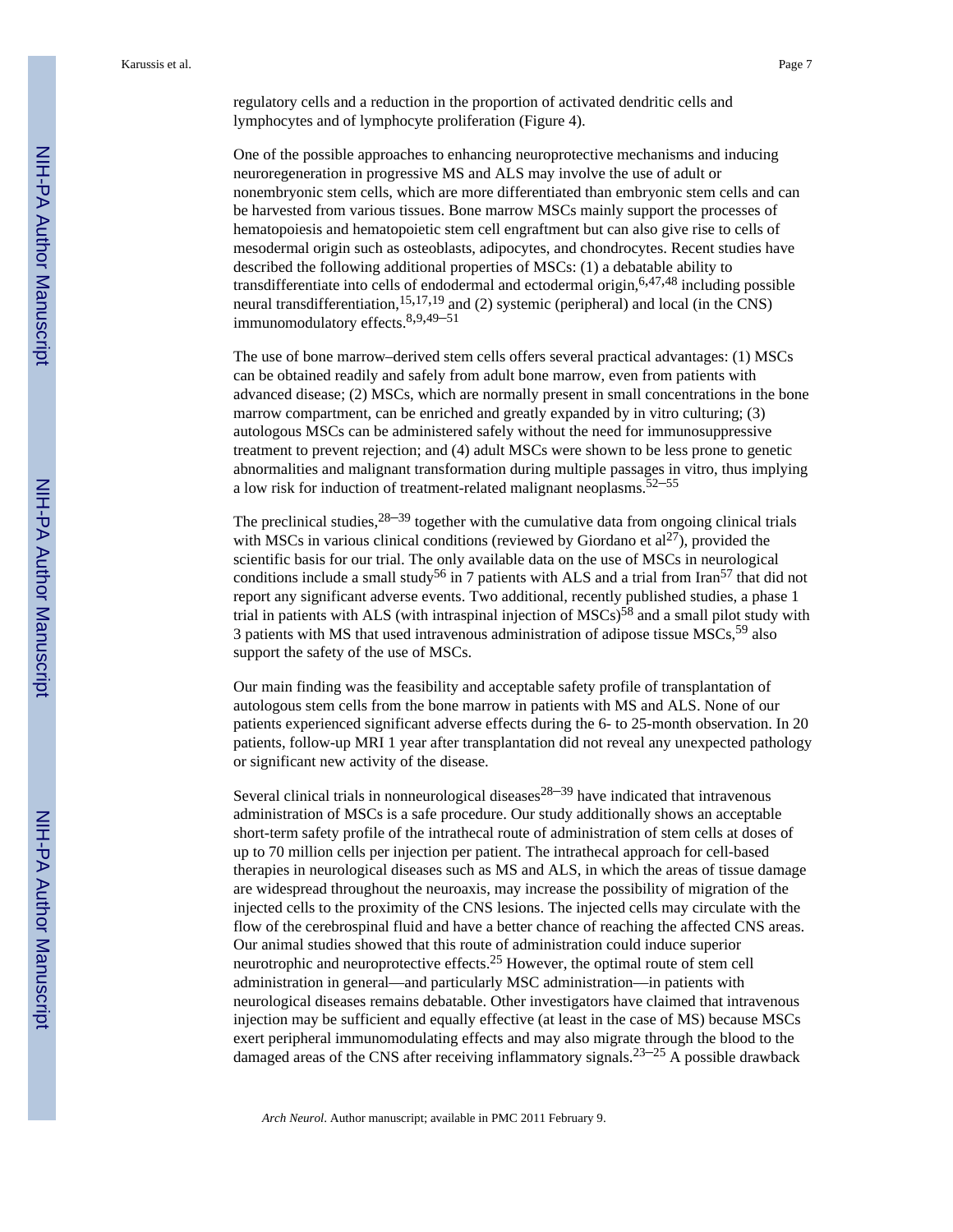regulatory cells and a reduction in the proportion of activated dendritic cells and lymphocytes and of lymphocyte proliferation (Figure 4).

One of the possible approaches to enhancing neuroprotective mechanisms and inducing neuroregeneration in progressive MS and ALS may involve the use of adult or nonembryonic stem cells, which are more differentiated than embryonic stem cells and can be harvested from various tissues. Bone marrow MSCs mainly support the processes of hematopoiesis and hematopoietic stem cell engraftment but can also give rise to cells of mesodermal origin such as osteoblasts, adipocytes, and chondrocytes. Recent studies have described the following additional properties of MSCs: (1) a debatable ability to transdifferentiate into cells of endodermal and ectodermal origin,[6,47,48] including possible neural transdifferentiation,[15,17,19] and (2) systemic (peripheral) and local (in the CNS) immunomodulatory effects.[8,9,49–51]

The use of bone marrow–derived stem cells offers several practical advantages: (1) MSCs can be obtained readily and safely from adult bone marrow, even from patients with advanced disease; (2) MSCs, which are normally present in small concentrations in the bone marrow compartment, can be enriched and greatly expanded by in vitro culturing; (3) autologous MSCs can be administered safely without the need for immunosuppressive treatment to prevent rejection; and (4) adult MSCs were shown to be less prone to genetic abnormalities and malignant transformation during multiple passages in vitro, thus implying a low risk for induction of treatment-related malignant neoplasms.[52–55]

The preclinical studies,[28–39] together with the cumulative data from ongoing clinical trials with MSCs in various clinical conditions (reviewed by Giordano et al[27]), provided the scientific basis for our trial. The only available data on the use of MSCs in neurological conditions include a small study[56] in 7 patients with ALS and a trial from Iran[57] that did not report any significant adverse events. Two additional, recently published studies, a phase 1 trial in patients with ALS (with intraspinal injection of MSCs)[58] and a small pilot study with 3 patients with MS that used intravenous administration of adipose tissue MSCs,[59] also support the safety of the use of MSCs.

Our main finding was the feasibility and acceptable safety profile of transplantation of autologous stem cells from the bone marrow in patients with MS and ALS. None of our patients experienced significant adverse effects during the 6- to 25-month observation. In 20 patients, follow-up MRI 1 year after transplantation did not reveal any unexpected pathology or significant new activity of the disease.

Several clinical trials in nonneurological diseases[28–39] have indicated that intravenous administration of MSCs is a safe procedure. Our study additionally shows an acceptable short-term safety profile of the intrathecal route of administration of stem cells at doses of up to 70 million cells per injection per patient. The intrathecal approach for cell-based therapies in neurological diseases such as MS and ALS, in which the areas of tissue damage are widespread throughout the neuroaxis, may increase the possibility of migration of the injected cells to the proximity of the CNS lesions. The injected cells may circulate with the flow of the cerebrospinal fluid and have a better chance of reaching the affected CNS areas. Our animal studies showed that this route of administration could induce superior neurotrophic and neuroprotective effects.[25] However, the optimal route of stem cell administration in general—and particularly MSC administration—in patients with neurological diseases remains debatable. Other investigators have claimed that intravenous injection may be sufficient and equally effective (at least in the case of MS) because MSCs exert peripheral immunomodulating effects and may also migrate through the blood to the damaged areas of the CNS after receiving inflammatory signals.[23–25] A possible drawback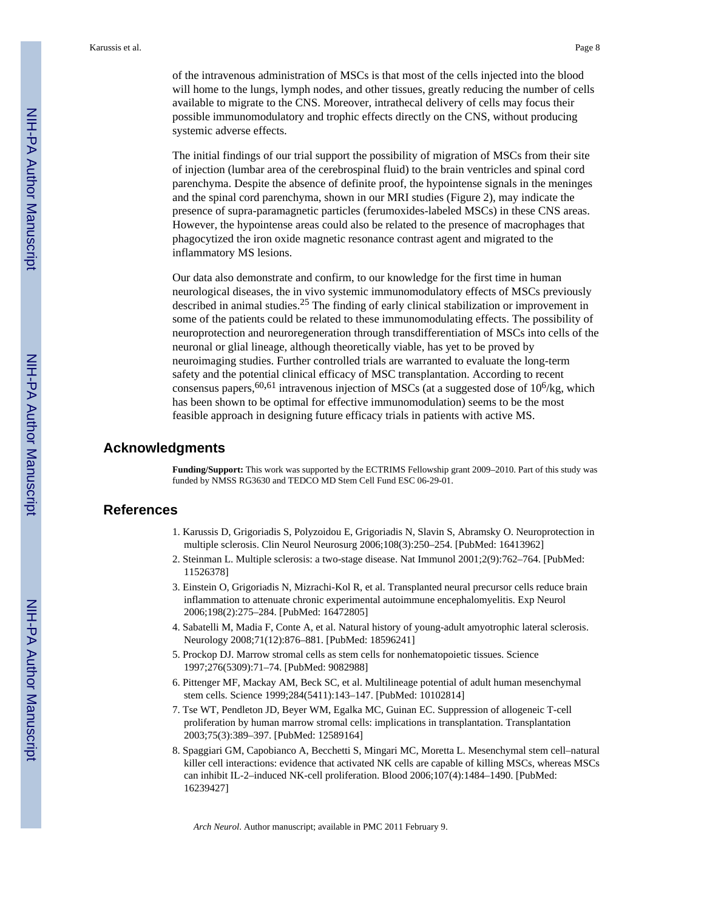of the intravenous administration of MSCs is that most of the cells injected into the blood will home to the lungs, lymph nodes, and other tissues, greatly reducing the number of cells available to migrate to the CNS. Moreover, intrathecal delivery of cells may focus their possible immunomodulatory and trophic effects directly on the CNS, without producing systemic adverse effects.

The initial findings of our trial support the possibility of migration of MSCs from their site of injection (lumbar area of the cerebrospinal fluid) to the brain ventricles and spinal cord parenchyma. Despite the absence of definite proof, the hypointense signals in the meninges and the spinal cord parenchyma, shown in our MRI studies (Figure 2), may indicate the presence of supra-paramagnetic particles (ferumoxides-labeled MSCs) in these CNS areas. However, the hypointense areas could also be related to the presence of macrophages that phagocytized the iron oxide magnetic resonance contrast agent and migrated to the inflammatory MS lesions.

Our data also demonstrate and confirm, to our knowledge for the first time in human neurological diseases, the in vivo systemic immunomodulatory effects of MSCs previously described in animal studies.[25] The finding of early clinical stabilization or improvement in some of the patients could be related to these immunomodulating effects. The possibility of neuroprotection and neuroregeneration through transdifferentiation of MSCs into cells of the neuronal or glial lineage, although theoretically viable, has yet to be proved by neuroimaging studies. Further controlled trials are warranted to evaluate the long-term safety and the potential clinical efficacy of MSC transplantation. According to recent consensus papers,[60,61] intravenous injection of MSCs (at a suggested dose of $10^6$/kg, which has been shown to be optimal for effective immunomodulation) seems to be the most feasible approach in designing future efficacy trials in patients with active MS.

## Acknowledgments

**Funding/Support:** This work was supported by the ECTRIMS Fellowship grant 2009–2010. Part of this study was funded by NMSS RG3630 and TEDCO MD Stem Cell Fund ESC 06-29-01.

## References

1. Karussis D, Grigoriadis S, Polyzoidou E, Grigoriadis N, Slavin S, Abramsky O. Neuroprotection in multiple sclerosis. Clin Neurol Neurosurg 2006;108(3):250–254. [PubMed: 16413962]
2. Steinman L. Multiple sclerosis: a two-stage disease. Nat Immunol 2001;2(9):762–764. [PubMed: 11526378]
3. Einstein O, Grigoriadis N, Mizrachi-Kol R, et al. Transplanted neural precursor cells reduce brain inflammation to attenuate chronic experimental autoimmune encephalomyelitis. Exp Neurol 2006;198(2):275–284. [PubMed: 16472805]
4. Sabatelli M, Madia F, Conte A, et al. Natural history of young-adult amyotrophic lateral sclerosis. Neurology 2008;71(12):876–881. [PubMed: 18596241]
5. Prockop DJ. Marrow stromal cells as stem cells for nonhematopoietic tissues. Science 1997;276(5309):71–74. [PubMed: 9082988]
6. Pittenger MF, Mackay AM, Beck SC, et al. Multilineage potential of adult human mesenchymal stem cells. Science 1999;284(5411):143–147. [PubMed: 10102814]
7. Tse WT, Pendleton JD, Beyer WM, Egalka MC, Guinan EC. Suppression of allogeneic T-cell proliferation by human marrow stromal cells: implications in transplantation. Transplantation 2003;75(3):389–397. [PubMed: 12589164]
8. Spaggiari GM, Capobianco A, Becchetti S, Mingari MC, Moretta L. Mesenchymal stem cell–natural killer cell interactions: evidence that activated NK cells are capable of killing MSCs, whereas MSCs can inhibit IL-2–induced NK-cell proliferation. Blood 2006;107(4):1484–1490. [PubMed: 16239427]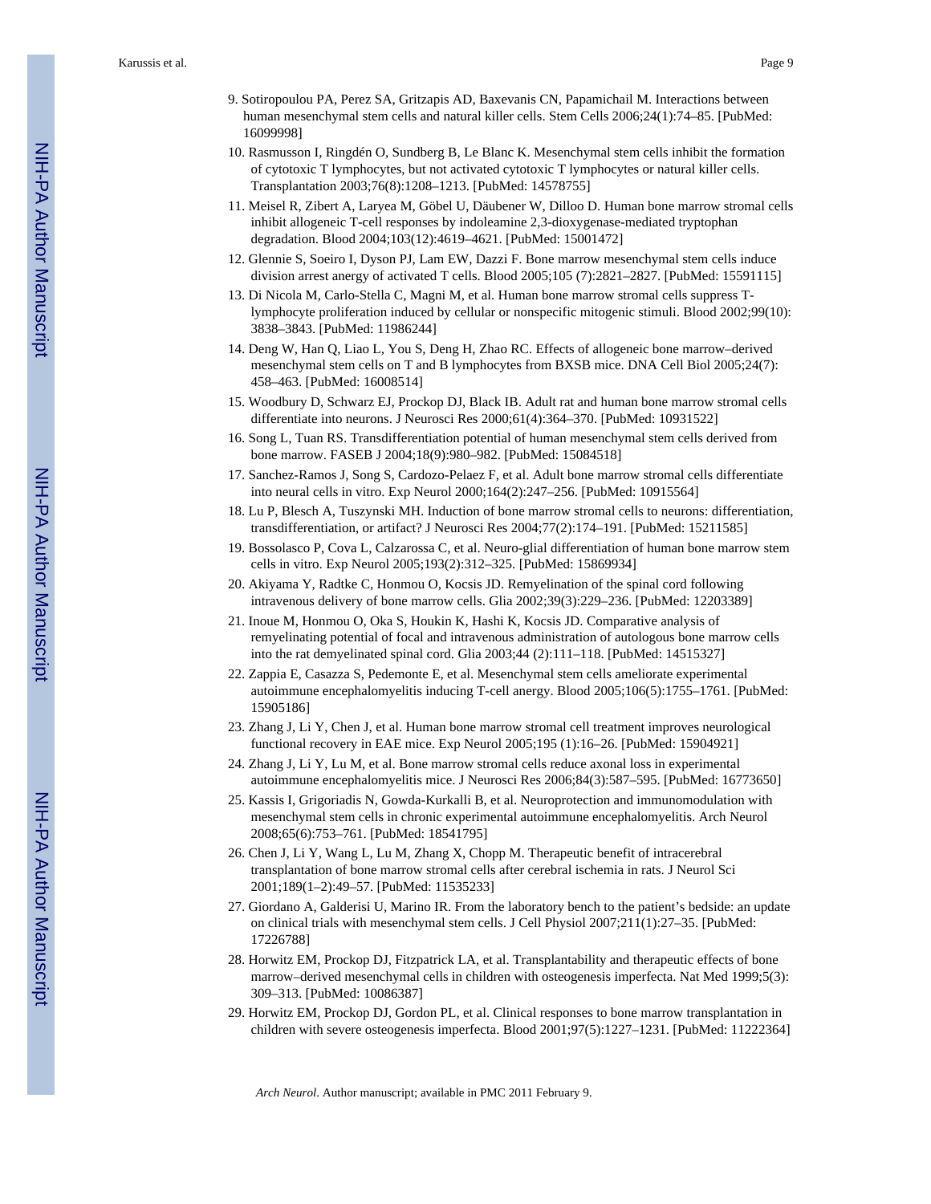9. Sotiropoulou PA, Perez SA, Gritzapis AD, Baxevanis CN, Papamichail M. Interactions between human mesenchymal stem cells and natural killer cells. Stem Cells 2006;24(1):74–85. [PubMed: 16099998]
10. Rasmusson I, Ringdén O, Sundberg B, Le Blanc K. Mesenchymal stem cells inhibit the formation of cytotoxic T lymphocytes, but not activated cytotoxic T lymphocytes or natural killer cells. Transplantation 2003;76(8):1208–1213. [PubMed: 14578755]
11. Meisel R, Zibert A, Laryea M, Göbel U, Däubener W, Dilloo D. Human bone marrow stromal cells inhibit allogeneic T-cell responses by indoleamine 2,3-dioxygenase-mediated tryptophan degradation. Blood 2004;103(12):4619–4621. [PubMed: 15001472]
12. Glennie S, Soeiro I, Dyson PJ, Lam EW, Dazzi F. Bone marrow mesenchymal stem cells induce division arrest anergy of activated T cells. Blood 2005;105 (7):2821–2827. [PubMed: 15591115]
13. Di Nicola M, Carlo-Stella C, Magni M, et al. Human bone marrow stromal cells suppress T-lymphocyte proliferation induced by cellular or nonspecific mitogenic stimuli. Blood 2002;99(10): 3838–3843. [PubMed: 11986244]
14. Deng W, Han Q, Liao L, You S, Deng H, Zhao RC. Effects of allogeneic bone marrow–derived mesenchymal stem cells on T and B lymphocytes from BXSB mice. DNA Cell Biol 2005;24(7): 458–463. [PubMed: 16008514]
15. Woodbury D, Schwarz EJ, Prockop DJ, Black IB. Adult rat and human bone marrow stromal cells differentiate into neurons. J Neurosci Res 2000;61(4):364–370. [PubMed: 10931522]
16. Song L, Tuan RS. Transdifferentiation potential of human mesenchymal stem cells derived from bone marrow. FASEB J 2004;18(9):980–982. [PubMed: 15084518]
17. Sanchez-Ramos J, Song S, Cardozo-Pelaez F, et al. Adult bone marrow stromal cells differentiate into neural cells in vitro. Exp Neurol 2000;164(2):247–256. [PubMed: 10915564]
18. Lu P, Blesch A, Tuszynski MH. Induction of bone marrow stromal cells to neurons: differentiation, transdifferentiation, or artifact? J Neurosci Res 2004;77(2):174–191. [PubMed: 15211585]
19. Bossolasco P, Cova L, Calzarossa C, et al. Neuro-glial differentiation of human bone marrow stem cells in vitro. Exp Neurol 2005;193(2):312–325. [PubMed: 15869934]
20. Akiyama Y, Radtke C, Honmou O, Kocsis JD. Remyelination of the spinal cord following intravenous delivery of bone marrow cells. Glia 2002;39(3):229–236. [PubMed: 12203389]
21. Inoue M, Honmou O, Oka S, Houkin K, Hashi K, Kocsis JD. Comparative analysis of remyelinating potential of focal and intravenous administration of autologous bone marrow cells into the rat demyelinated spinal cord. Glia 2003;44 (2):111–118. [PubMed: 14515327]
22. Zappia E, Casazza S, Pedemonte E, et al. Mesenchymal stem cells ameliorate experimental autoimmune encephalomyelitis inducing T-cell anergy. Blood 2005;106(5):1755–1761. [PubMed: 15905186]
23. Zhang J, Li Y, Chen J, et al. Human bone marrow stromal cell treatment improves neurological functional recovery in EAE mice. Exp Neurol 2005;195 (1):16–26. [PubMed: 15904921]
24. Zhang J, Li Y, Lu M, et al. Bone marrow stromal cells reduce axonal loss in experimental autoimmune encephalomyelitis mice. J Neurosci Res 2006;84(3):587–595. [PubMed: 16773650]
25. Kassis I, Grigoriadis N, Gowda-Kurkalli B, et al. Neuroprotection and immunomodulation with mesenchymal stem cells in chronic experimental autoimmune encephalomyelitis. Arch Neurol 2008;65(6):753–761. [PubMed: 18541795]
26. Chen J, Li Y, Wang L, Lu M, Zhang X, Chopp M. Therapeutic benefit of intracerebral transplantation of bone marrow stromal cells after cerebral ischemia in rats. J Neurol Sci 2001;189(1–2):49–57. [PubMed: 11535233]
27. Giordano A, Galderisi U, Marino IR. From the laboratory bench to the patient's bedside: an update on clinical trials with mesenchymal stem cells. J Cell Physiol 2007;211(1):27–35. [PubMed: 17226788]
28. Horwitz EM, Prockop DJ, Fitzpatrick LA, et al. Transplantability and therapeutic effects of bone marrow–derived mesenchymal cells in children with osteogenesis imperfecta. Nat Med 1999;5(3): 309–313. [PubMed: 10086387]
29. Horwitz EM, Prockop DJ, Gordon PL, et al. Clinical responses to bone marrow transplantation in children with severe osteogenesis imperfecta. Blood 2001;97(5):1227–1231. [PubMed: 11222364]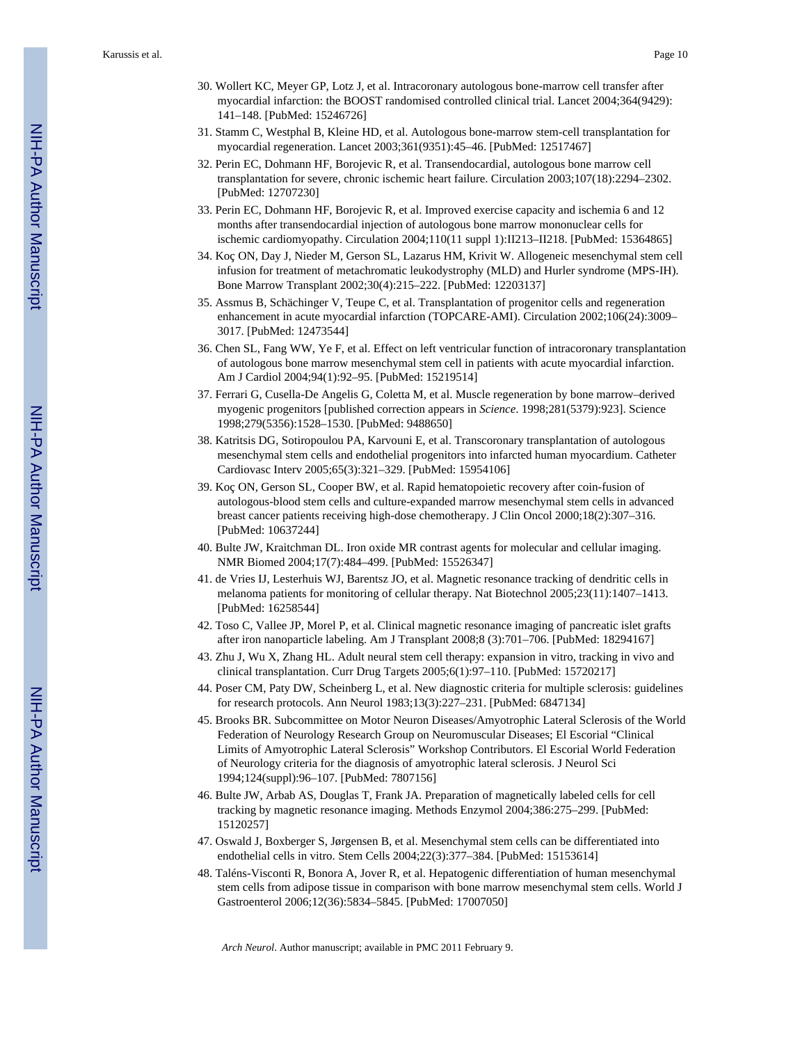30. Wollert KC, Meyer GP, Lotz J, et al. Intracoronary autologous bone-marrow cell transfer after myocardial infarction: the BOOST randomised controlled clinical trial. Lancet 2004;364(9429): 141–148. [PubMed: 15246726]
31. Stamm C, Westphal B, Kleine HD, et al. Autologous bone-marrow stem-cell transplantation for myocardial regeneration. Lancet 2003;361(9351):45–46. [PubMed: 12517467]
32. Perin EC, Dohmann HF, Borojevic R, et al. Transendocardial, autologous bone marrow cell transplantation for severe, chronic ischemic heart failure. Circulation 2003;107(18):2294–2302. [PubMed: 12707230]
33. Perin EC, Dohmann HF, Borojevic R, et al. Improved exercise capacity and ischemia 6 and 12 months after transendocardial injection of autologous bone marrow mononuclear cells for ischemic cardiomyopathy. Circulation 2004;110(11 suppl 1):II213–II218. [PubMed: 15364865]
34. Koç ON, Day J, Nieder M, Gerson SL, Lazarus HM, Krivit W. Allogeneic mesenchymal stem cell infusion for treatment of metachromatic leukodystrophy (MLD) and Hurler syndrome (MPS-IH). Bone Marrow Transplant 2002;30(4):215–222. [PubMed: 12203137]
35. Assmus B, Schächinger V, Teupe C, et al. Transplantation of progenitor cells and regeneration enhancement in acute myocardial infarction (TOPCARE-AMI). Circulation 2002;106(24):3009–3017. [PubMed: 12473544]
36. Chen SL, Fang WW, Ye F, et al. Effect on left ventricular function of intracoronary transplantation of autologous bone marrow mesenchymal stem cell in patients with acute myocardial infarction. Am J Cardiol 2004;94(1):92–95. [PubMed: 15219514]
37. Ferrari G, Cusella-De Angelis G, Coletta M, et al. Muscle regeneration by bone marrow–derived myogenic progenitors [published correction appears in *Science*. 1998;281(5379):923]. Science 1998;279(5356):1528–1530. [PubMed: 9488650]
38. Katritsis DG, Sotiropoulou PA, Karvouni E, et al. Transcoronary transplantation of autologous mesenchymal stem cells and endothelial progenitors into infarcted human myocardium. Catheter Cardiovasc Interv 2005;65(3):321–329. [PubMed: 15954106]
39. Koç ON, Gerson SL, Cooper BW, et al. Rapid hematopoietic recovery after coin-fusion of autologous-blood stem cells and culture-expanded marrow mesenchymal stem cells in advanced breast cancer patients receiving high-dose chemotherapy. J Clin Oncol 2000;18(2):307–316. [PubMed: 10637244]
40. Bulte JW, Kraitchman DL. Iron oxide MR contrast agents for molecular and cellular imaging. NMR Biomed 2004;17(7):484–499. [PubMed: 15526347]
41. de Vries IJ, Lesterhuis WJ, Barentsz JO, et al. Magnetic resonance tracking of dendritic cells in melanoma patients for monitoring of cellular therapy. Nat Biotechnol 2005;23(11):1407–1413. [PubMed: 16258544]
42. Toso C, Vallee JP, Morel P, et al. Clinical magnetic resonance imaging of pancreatic islet grafts after iron nanoparticle labeling. Am J Transplant 2008;8 (3):701–706. [PubMed: 18294167]
43. Zhu J, Wu X, Zhang HL. Adult neural stem cell therapy: expansion in vitro, tracking in vivo and clinical transplantation. Curr Drug Targets 2005;6(1):97–110. [PubMed: 15720217]
44. Poser CM, Paty DW, Scheinberg L, et al. New diagnostic criteria for multiple sclerosis: guidelines for research protocols. Ann Neurol 1983;13(3):227–231. [PubMed: 6847134]
45. Brooks BR. Subcommittee on Motor Neuron Diseases/Amyotrophic Lateral Sclerosis of the World Federation of Neurology Research Group on Neuromuscular Diseases; El Escorial “Clinical Limits of Amyotrophic Lateral Sclerosis” Workshop Contributors. El Escorial World Federation of Neurology criteria for the diagnosis of amyotrophic lateral sclerosis. J Neurol Sci 1994;124(suppl):96–107. [PubMed: 7807156]
46. Bulte JW, Arbab AS, Douglas T, Frank JA. Preparation of magnetically labeled cells for cell tracking by magnetic resonance imaging. Methods Enzymol 2004;386:275–299. [PubMed: 15120257]
47. Oswald J, Boxberger S, Jørgensen B, et al. Mesenchymal stem cells can be differentiated into endothelial cells in vitro. Stem Cells 2004;22(3):377–384. [PubMed: 15153614]
48. Taléns-Visconti R, Bonora A, Jover R, et al. Hepatogenic differentiation of human mesenchymal stem cells from adipose tissue in comparison with bone marrow mesenchymal stem cells. World J Gastroenterol 2006;12(36):5834–5845. [PubMed: 17007050]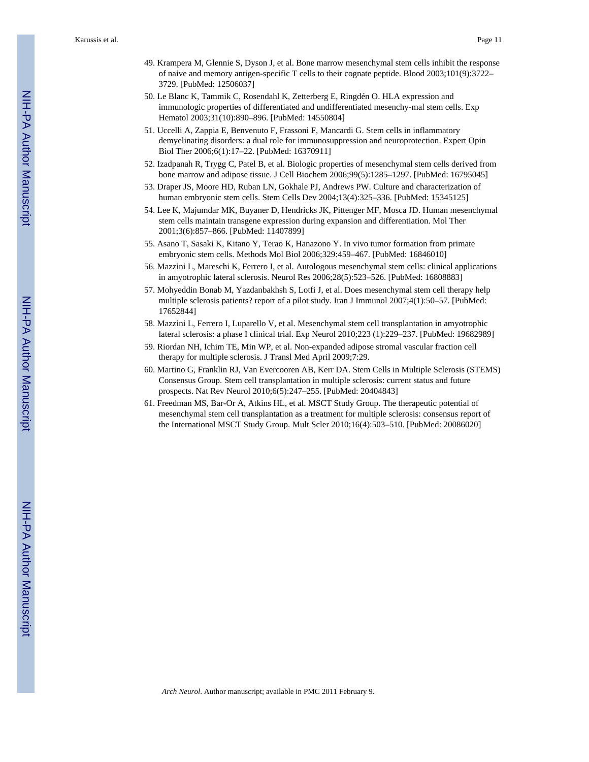49. Krampera M, Glennie S, Dyson J, et al. Bone marrow mesenchymal stem cells inhibit the response of naive and memory antigen-specific T cells to their cognate peptide. Blood 2003;101(9):3722–3729. [PubMed: 12506037]
50. Le Blanc K, Tammik C, Rosendahl K, Zetterberg E, Ringdén O. HLA expression and immunologic properties of differentiated and undifferentiated mesenchy-mal stem cells. Exp Hematol 2003;31(10):890–896. [PubMed: 14550804]
51. Uccelli A, Zappia E, Benvenuto F, Frassoni F, Mancardi G. Stem cells in inflammatory demyelinating disorders: a dual role for immunosuppression and neuroprotection. Expert Opin Biol Ther 2006;6(1):17–22. [PubMed: 16370911]
52. Izadpanah R, Trygg C, Patel B, et al. Biologic properties of mesenchymal stem cells derived from bone marrow and adipose tissue. J Cell Biochem 2006;99(5):1285–1297. [PubMed: 16795045]
53. Draper JS, Moore HD, Ruban LN, Gokhale PJ, Andrews PW. Culture and characterization of human embryonic stem cells. Stem Cells Dev 2004;13(4):325–336. [PubMed: 15345125]
54. Lee K, Majumdar MK, Buyaner D, Hendricks JK, Pittenger MF, Mosca JD. Human mesenchymal stem cells maintain transgene expression during expansion and differentiation. Mol Ther 2001;3(6):857–866. [PubMed: 11407899]
55. Asano T, Sasaki K, Kitano Y, Terao K, Hanazono Y. In vivo tumor formation from primate embryonic stem cells. Methods Mol Biol 2006;329:459–467. [PubMed: 16846010]
56. Mazzini L, Mareschi K, Ferrero I, et al. Autologous mesenchymal stem cells: clinical applications in amyotrophic lateral sclerosis. Neurol Res 2006;28(5):523–526. [PubMed: 16808883]
57. Mohyeddin Bonab M, Yazdanbakhsh S, Lotfi J, et al. Does mesenchymal stem cell therapy help multiple sclerosis patients? report of a pilot study. Iran J Immunol 2007;4(1):50–57. [PubMed: 17652844]
58. Mazzini L, Ferrero I, Luparello V, et al. Mesenchymal stem cell transplantation in amyotrophic lateral sclerosis: a phase I clinical trial. Exp Neurol 2010;223 (1):229–237. [PubMed: 19682989]
59. Riordan NH, Ichim TE, Min WP, et al. Non-expanded adipose stromal vascular fraction cell therapy for multiple sclerosis. J Transl Med April 2009;7:29.
60. Martino G, Franklin RJ, Van Evercooren AB, Kerr DA. Stem Cells in Multiple Sclerosis (STEMS) Consensus Group. Stem cell transplantation in multiple sclerosis: current status and future prospects. Nat Rev Neurol 2010;6(5):247–255. [PubMed: 20404843]
61. Freedman MS, Bar-Or A, Atkins HL, et al. MSCT Study Group. The therapeutic potential of mesenchymal stem cell transplantation as a treatment for multiple sclerosis: consensus report of the International MSCT Study Group. Mult Scler 2010;16(4):503–510. [PubMed: 20086020]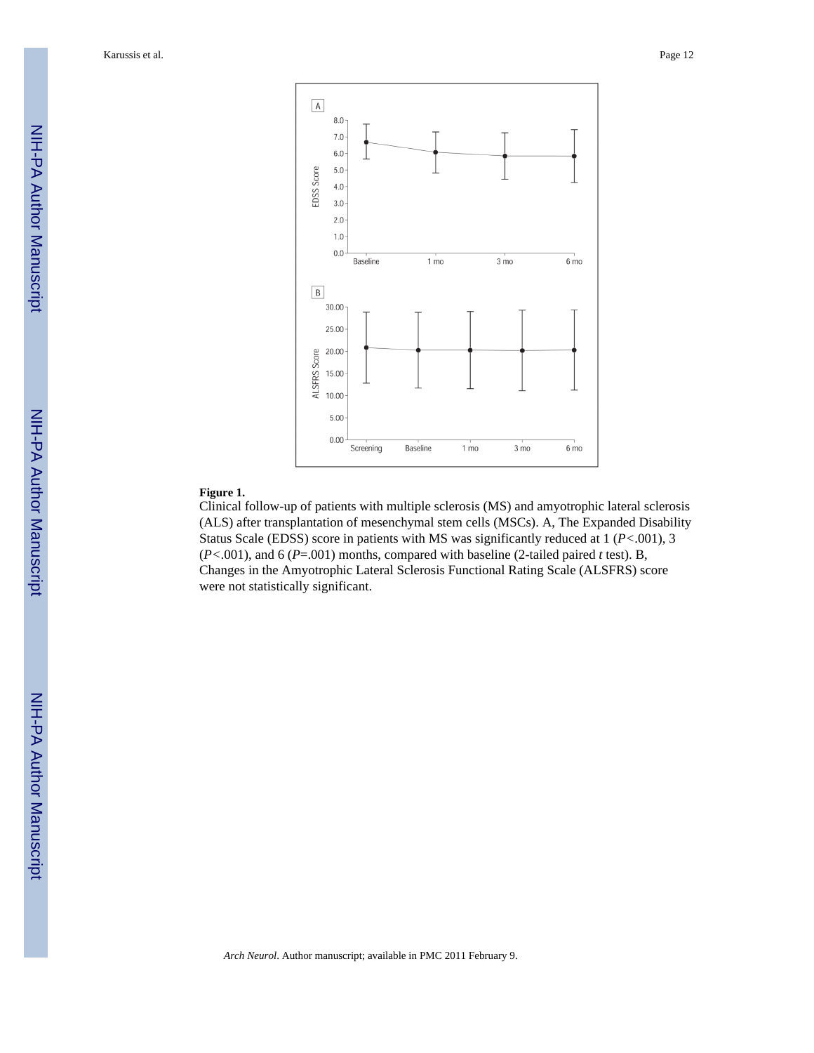**Figure 1.**

Clinical follow-up of patients with multiple sclerosis (MS) and amyotrophic lateral sclerosis (ALS) after transplantation of mesenchymal stem cells (MSCs). A, The Expanded Disability Status Scale (EDSS) score in patients with MS was significantly reduced at 1 ($P<.001$), 3 ($P<.001$), and 6 ($P=.001$) months, compared with baseline (2-tailed paired *t* test). B, Changes in the Amyotrophic Lateral Sclerosis Functional Rating Scale (ALSFRS) score were not statistically significant.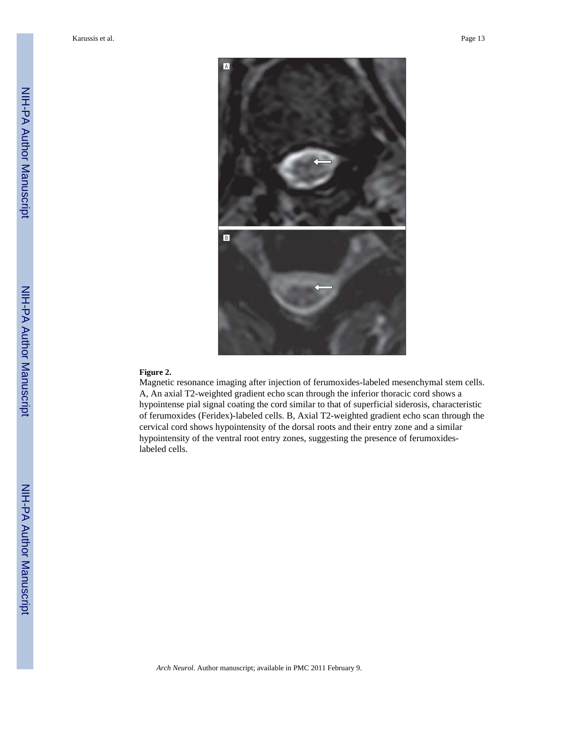**Figure 2.**

Magnetic resonance imaging after injection of ferumoxides-labeled mesenchymal stem cells. A, An axial T2-weighted gradient echo scan through the inferior thoracic cord shows a hypointense pial signal coating the cord similar to that of superficial siderosis, characteristic of ferumoxides (Feridex)-labeled cells. B, Axial T2-weighted gradient echo scan through the cervical cord shows hypointensity of the dorsal roots and their entry zone and a similar hypointensity of the ventral root entry zones, suggesting the presence of ferumoxides-labeled cells.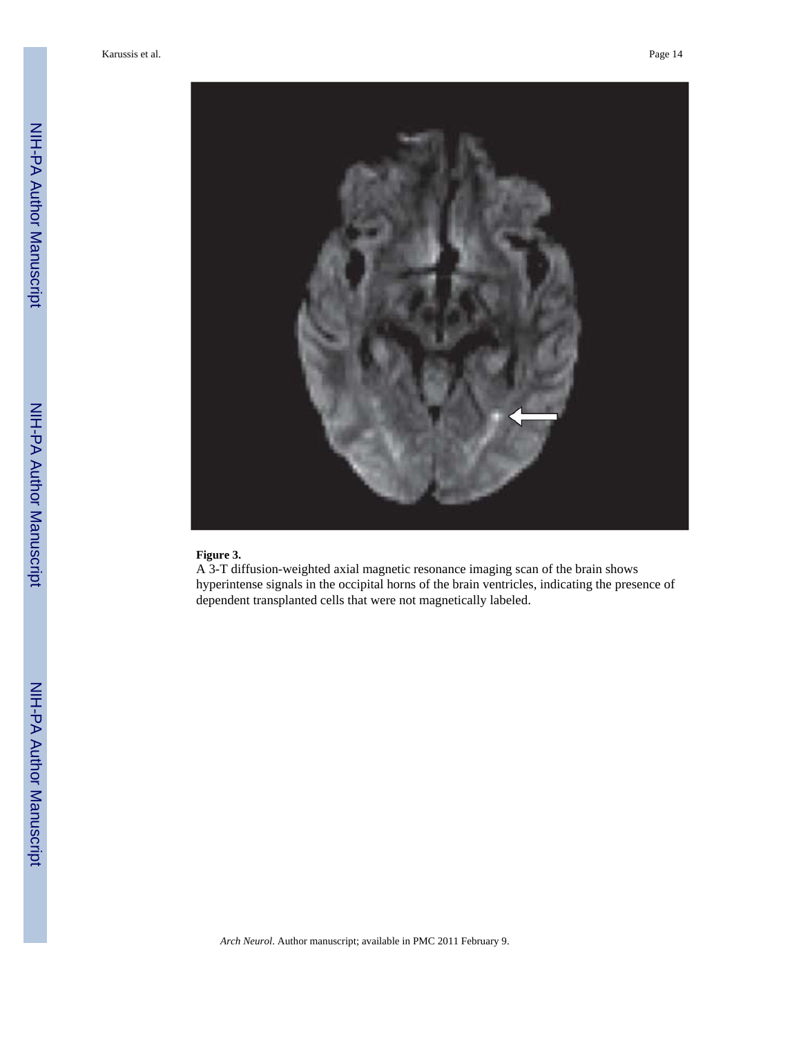**Figure 3.**

A 3-T diffusion-weighted axial magnetic resonance imaging scan of the brain shows hyperintense signals in the occipital horns of the brain ventricles, indicating the presence of dependent transplanted cells that were not magnetically labeled.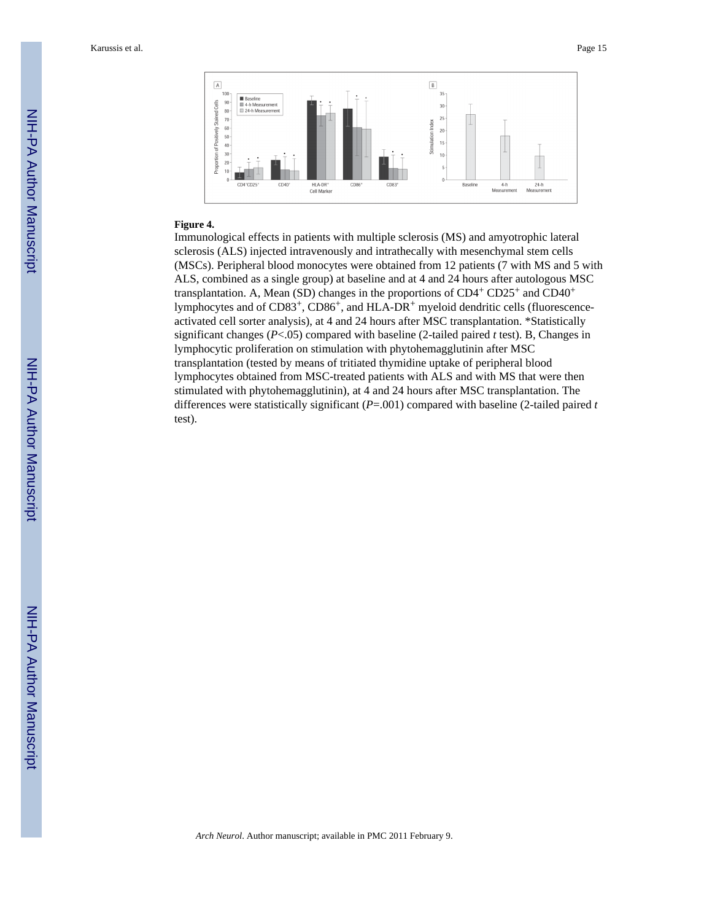**Figure 4.**

Immunological effects in patients with multiple sclerosis (MS) and amyotrophic lateral sclerosis (ALS) injected intravenously and intrathecally with mesenchymal stem cells (MSCs). Peripheral blood monocytes were obtained from 12 patients (7 with MS and 5 with ALS, combined as a single group) at baseline and at 4 and 24 hours after autologous MSC transplantation. A, Mean (SD) changes in the proportions of $CD4^+$ $CD25^+$ and $CD40^+$ lymphocytes and of $CD83^+$, $CD86^+$, and $HLA\text{-}DR^+$ myeloid dendritic cells (fluorescence-activated cell sorter analysis), at 4 and 24 hours after MSC transplantation. *Statistically significant changes ($P<.05$) compared with baseline (2-tailed paired *t* test). B, Changes in lymphocytic proliferation on stimulation with phytohemagglutinin after MSC transplantation (tested by means of tritiated thymidine uptake of peripheral blood lymphocytes obtained from MSC-treated patients with ALS and with MS that were then stimulated with phytohemagglutinin), at 4 and 24 hours after MSC transplantation. The differences were statistically significant ($P=.001$) compared with baseline (2-tailed paired *t* test).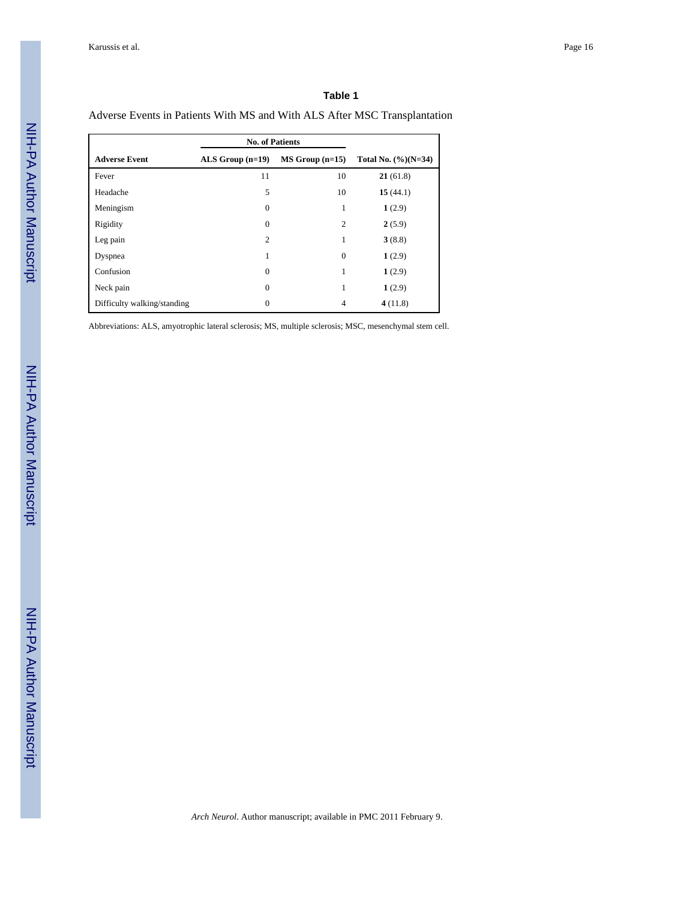**Table 1**

Adverse Events in Patients With MS and With ALS After MSC Transplantation

| Adverse Event | No. of Patients | | Total No. (%)(N=34) |
|---|---|---|---|
| | ALS Group (n=19) | MS Group (n=15) | |
| Fever | 11 | 10 | **21** (61.8) |
| Headache | 5 | 10 | **15** (44.1) |
| Meningism | 0 | 1 | **1** (2.9) |
| Rigidity | 0 | 2 | **2** (5.9) |
| Leg pain | 2 | 1 | **3** (8.8) |
| Dyspnea | 1 | 0 | **1** (2.9) |
| Confusion | 0 | 1 | **1** (2.9) |
| Neck pain | 0 | 1 | **1** (2.9) |
| Difficulty walking/standing | 0 | 4 | **4** (11.8) |

Abbreviations: ALS, amyotrophic lateral sclerosis; MS, multiple sclerosis; MSC, mesenchymal stem cell.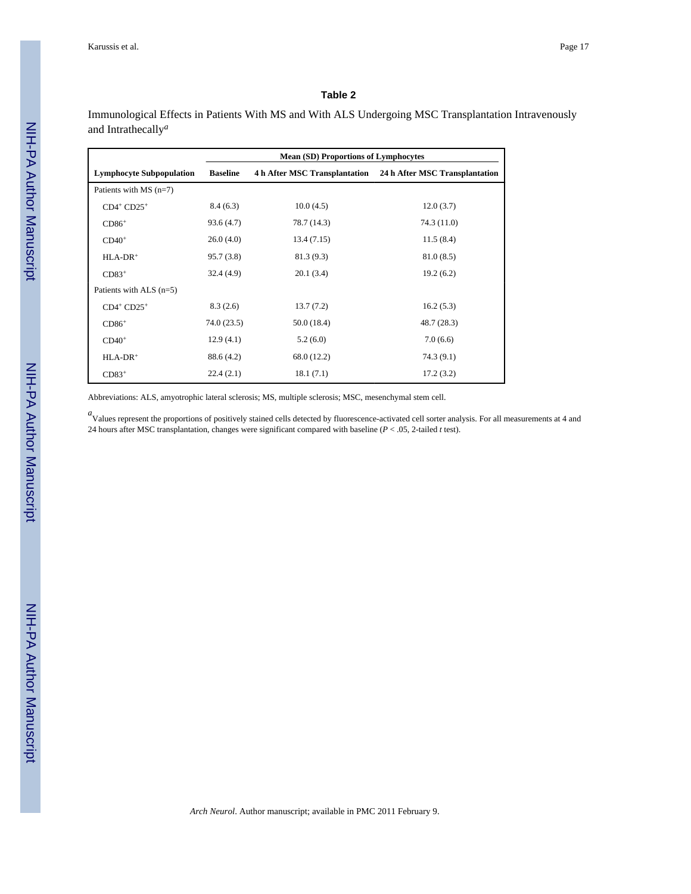**Table 2**

Immunological Effects in Patients With MS and With ALS Undergoing MSC Transplantation Intravenously and Intrathecally[a]

| | Mean (SD) Proportions of Lymphocytes | | |
|---|---|---|---|
| **Lymphocyte Subpopulation** | **Baseline** | **4 h After MSC Transplantation** | **24 h After MSC Transplantation** |
| Patients with MS (n=7) | | | |
| $CD4^+$ $CD25^+$ | 8.4 (6.3) | 10.0 (4.5) | 12.0 (3.7) |
| $CD86^+$ | 93.6 (4.7) | 78.7 (14.3) | 74.3 (11.0) |
| $CD40^+$ | 26.0 (4.0) | 13.4 (7.15) | 11.5 (8.4) |
| $HLA\text{-}DR^+$ | 95.7 (3.8) | 81.3 (9.3) | 81.0 (8.5) |
| $CD83^+$ | 32.4 (4.9) | 20.1 (3.4) | 19.2 (6.2) |
| Patients with ALS (n=5) | | | |
| $CD4^+$ $CD25^+$ | 8.3 (2.6) | 13.7 (7.2) | 16.2 (5.3) |
| $CD86^+$ | 74.0 (23.5) | 50.0 (18.4) | 48.7 (28.3) |
| $CD40^+$ | 12.9 (4.1) | 5.2 (6.0) | 7.0 (6.6) |
| $HLA\text{-}DR^+$ | 88.6 (4.2) | 68.0 (12.2) | 74.3 (9.1) |
| $CD83^+$ | 22.4 (2.1) | 18.1 (7.1) | 17.2 (3.2) |

Abbreviations: ALS, amyotrophic lateral sclerosis; MS, multiple sclerosis; MSC, mesenchymal stem cell.

[a] Values represent the proportions of positively stained cells detected by fluorescence-activated cell sorter analysis. For all measurements at 4 and 24 hours after MSC transplantation, changes were significant compared with baseline ($P < .05$, 2-tailed *t* test).